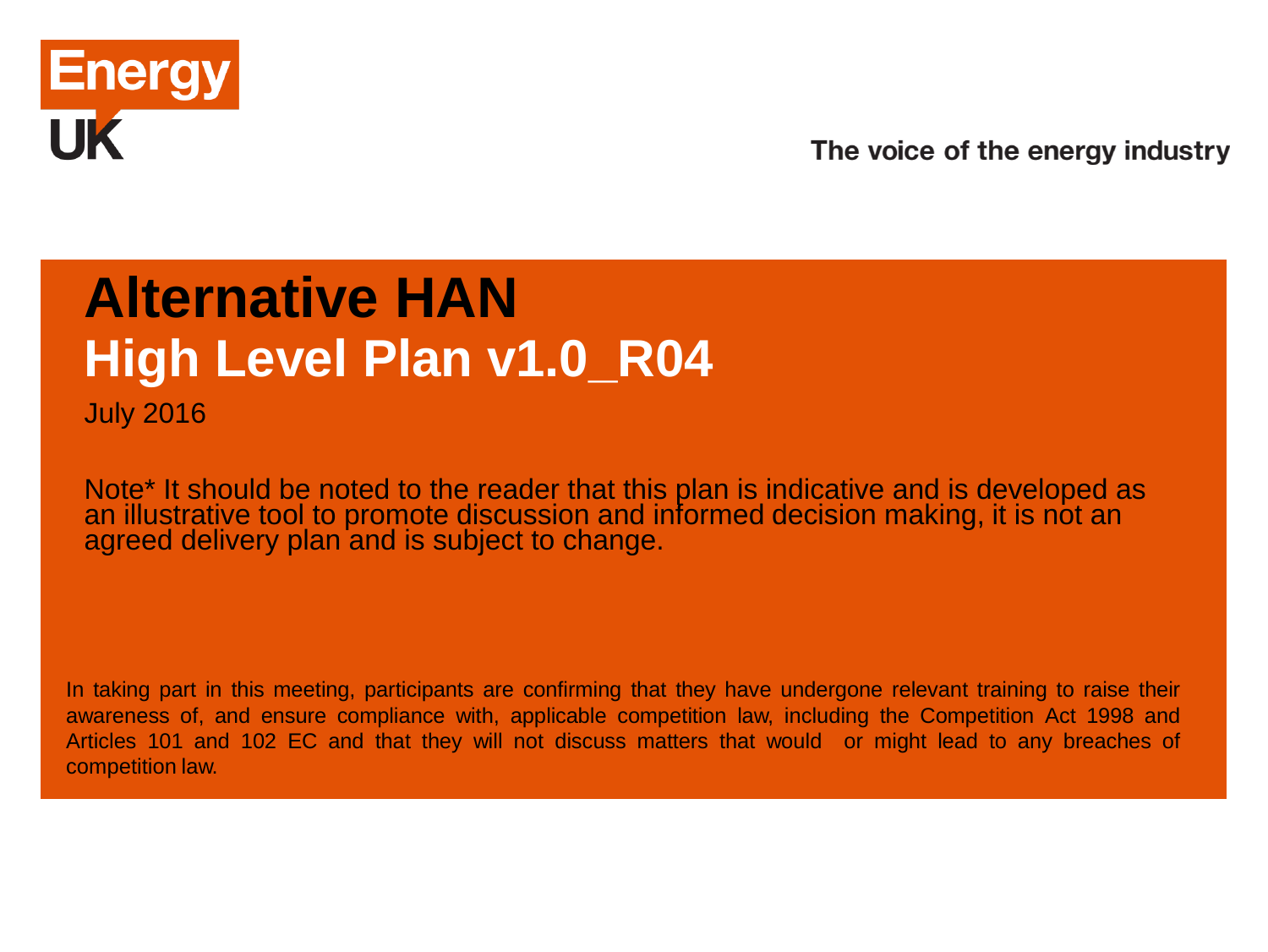Energy UK

The voice of the energy industry

# Alternative HAN

## High Level Plan v1.0_R04

July 2016

Note* It should be noted to the reader that this plan is indicative and is developed as an illustrative tool to promote discussion and informed decision making, it is not an agreed delivery plan and is subject to change.

In taking part in this meeting, participants are confirming that they have undergone relevant training to raise their awareness of, and ensure compliance with, applicable competition law, including the Competition Act 1998 and Articles 101 and 102 EC and that they will not discuss matters that would or might lead to any breaches of competition law.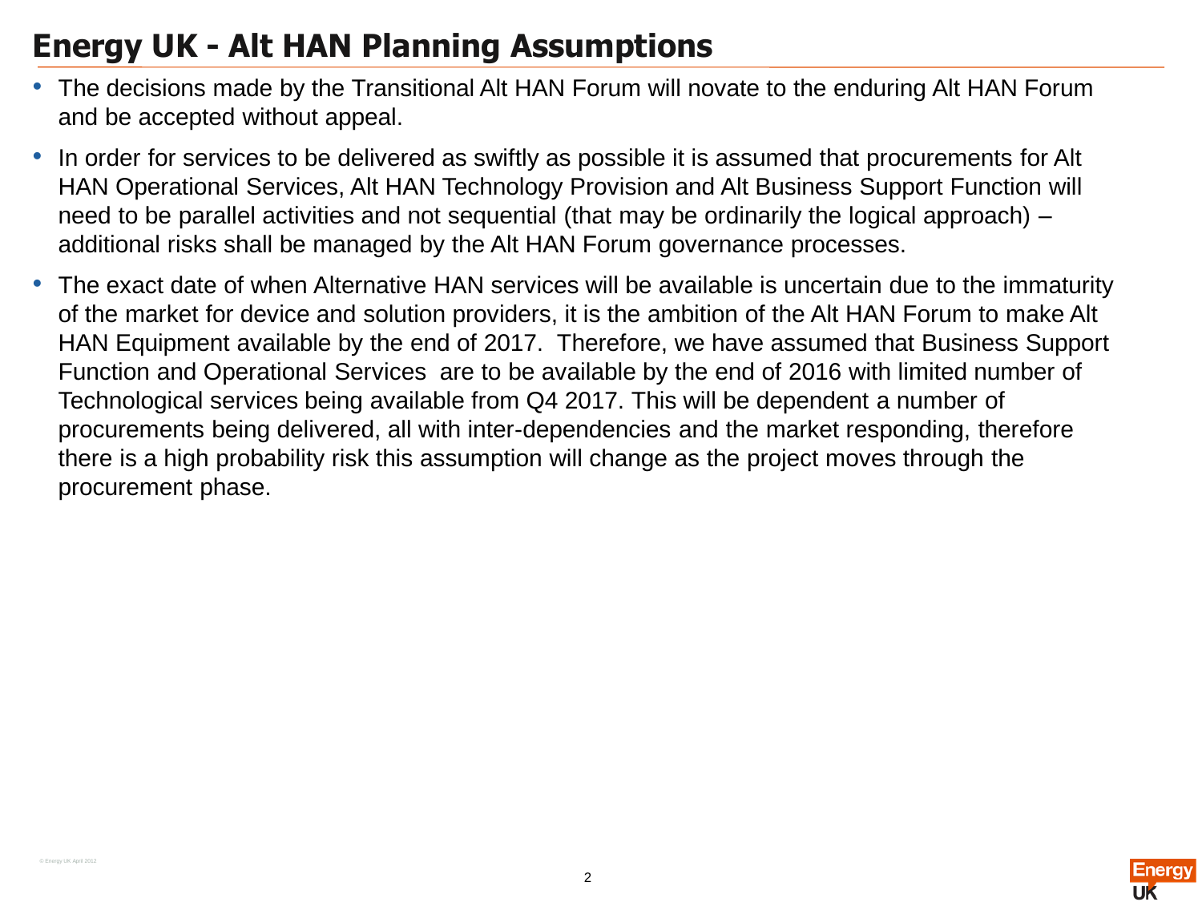# Energy UK - Alt HAN Planning Assumptions

- The decisions made by the Transitional Alt HAN Forum will novate to the enduring Alt HAN Forum and be accepted without appeal.
- In order for services to be delivered as swiftly as possible it is assumed that procurements for Alt HAN Operational Services, Alt HAN Technology Provision and Alt Business Support Function will need to be parallel activities and not sequential (that may be ordinarily the logical approach) – additional risks shall be managed by the Alt HAN Forum governance processes.
- The exact date of when Alternative HAN services will be available is uncertain due to the immaturity of the market for device and solution providers, it is the ambition of the Alt HAN Forum to make Alt HAN Equipment available by the end of 2017. Therefore, we have assumed that Business Support Function and Operational Services are to be available by the end of 2016 with limited number of Technological services being available from Q4 2017. This will be dependent a number of procurements being delivered, all with inter-dependencies and the market responding, therefore there is a high probability risk this assumption will change as the project moves through the procurement phase.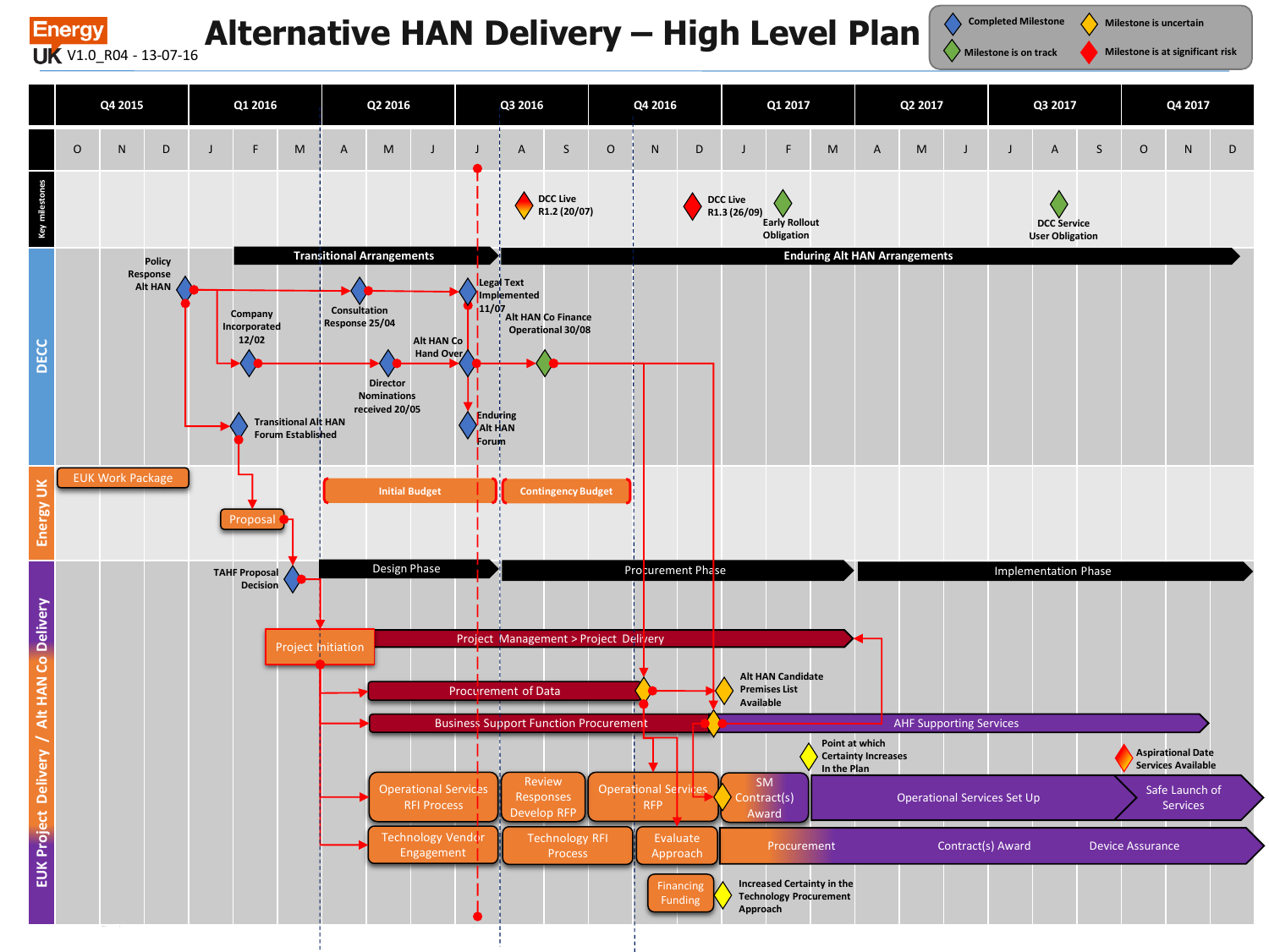Energy UK V1.0_R04 - 13-07-16

# Alternative HAN Delivery – High Level Plan

Completed Milestone
Milestone is uncertain
Milestone is on track
Milestone is at significant risk

Q4 2015 | Q1 2016 | Q2 2016 | Q3 2016 | Q4 2016 | Q1 2017 | Q2 2017 | Q3 2017 | Q4 2017

O N D J F M A M J J A S O N D J F M A M J J A S O N D

**Key milestones**

DCC Live R1.2 (20/07)
DCC Live R1.3 (26/09)
Early Rollout Obligation
DCC Service User Obligation

**DECC**

Transitional Arrangements
Enduring Alt HAN Arrangements
Policy Response Alt HAN
Company Incorporated 12/02
Consultation Response 25/04
Legal Text Implemented 11/07
Alt HAN Co Finance Operational 30/08
Alt HAN Co Hand Over
Director Nominations received 20/05
Enduring Alt HAN Forum
Transitional Alt HAN Forum Established

**Energy UK**

EUK Work Package
Initial Budget
Contingency Budget
Proposal

**EUK Project Delivery / Alt HAN Co Delivery**

TAHF Proposal Decision
Design Phase
Procurement Phase
Implementation Phase
Project Initiation
Project Management > Project Delivery
Procurement of Data
Alt HAN Candidate Premises List Available
Business Support Function Procurement
AHF Supporting Services
Point at which Certainty Increases In the Plan
Aspirational Date Services Available
Operational Services RFI Process
Review Responses Develop RFP
Operational Services RFP
SM Contract(s) Award
Operational Services Set Up
Safe Launch of Services
Technology Vendor Engagement
Technology RFI Process
Evaluate Approach
Procurement
Contract(s) Award
Device Assurance
Financing Funding
Increased Certainty in the Technology Procurement Approach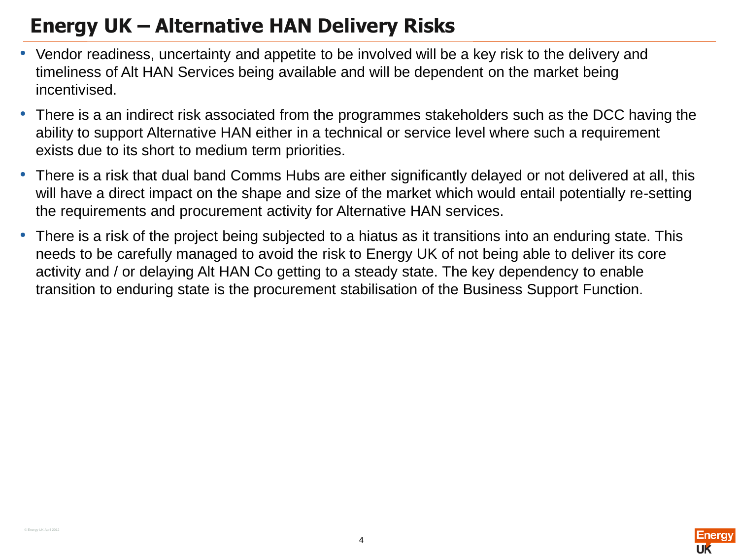# Energy UK – Alternative HAN Delivery Risks

- Vendor readiness, uncertainty and appetite to be involved will be a key risk to the delivery and timeliness of Alt HAN Services being available and will be dependent on the market being incentivised.
- There is a an indirect risk associated from the programmes stakeholders such as the DCC having the ability to support Alternative HAN either in a technical or service level where such a requirement exists due to its short to medium term priorities.
- There is a risk that dual band Comms Hubs are either significantly delayed or not delivered at all, this will have a direct impact on the shape and size of the market which would entail potentially re-setting the requirements and procurement activity for Alternative HAN services.
- There is a risk of the project being subjected to a hiatus as it transitions into an enduring state. This needs to be carefully managed to avoid the risk to Energy UK of not being able to deliver its core activity and / or delaying Alt HAN Co getting to a steady state. The key dependency to enable transition to enduring state is the procurement stabilisation of the Business Support Function.